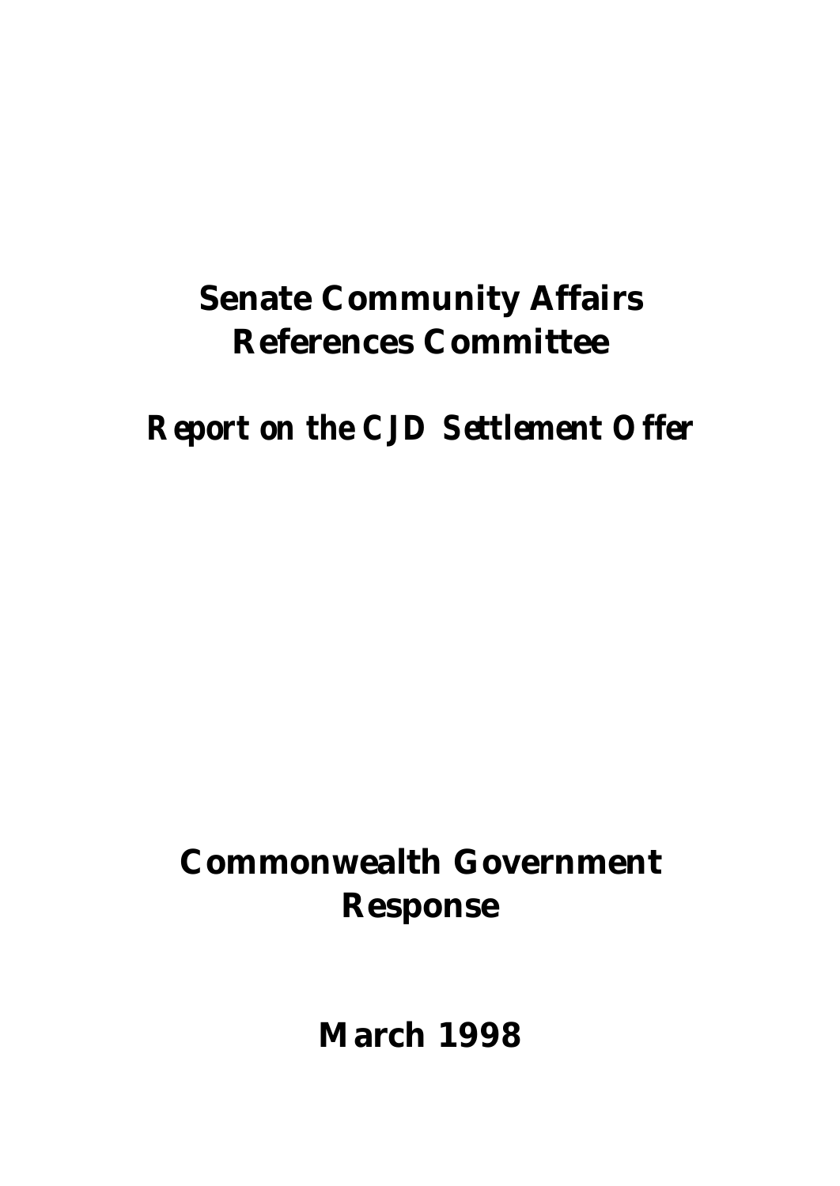# Senate Community Affairs References Committee

## *Report on the CJD Settlement Offer*

# Commonwealth Government Response

# March 1998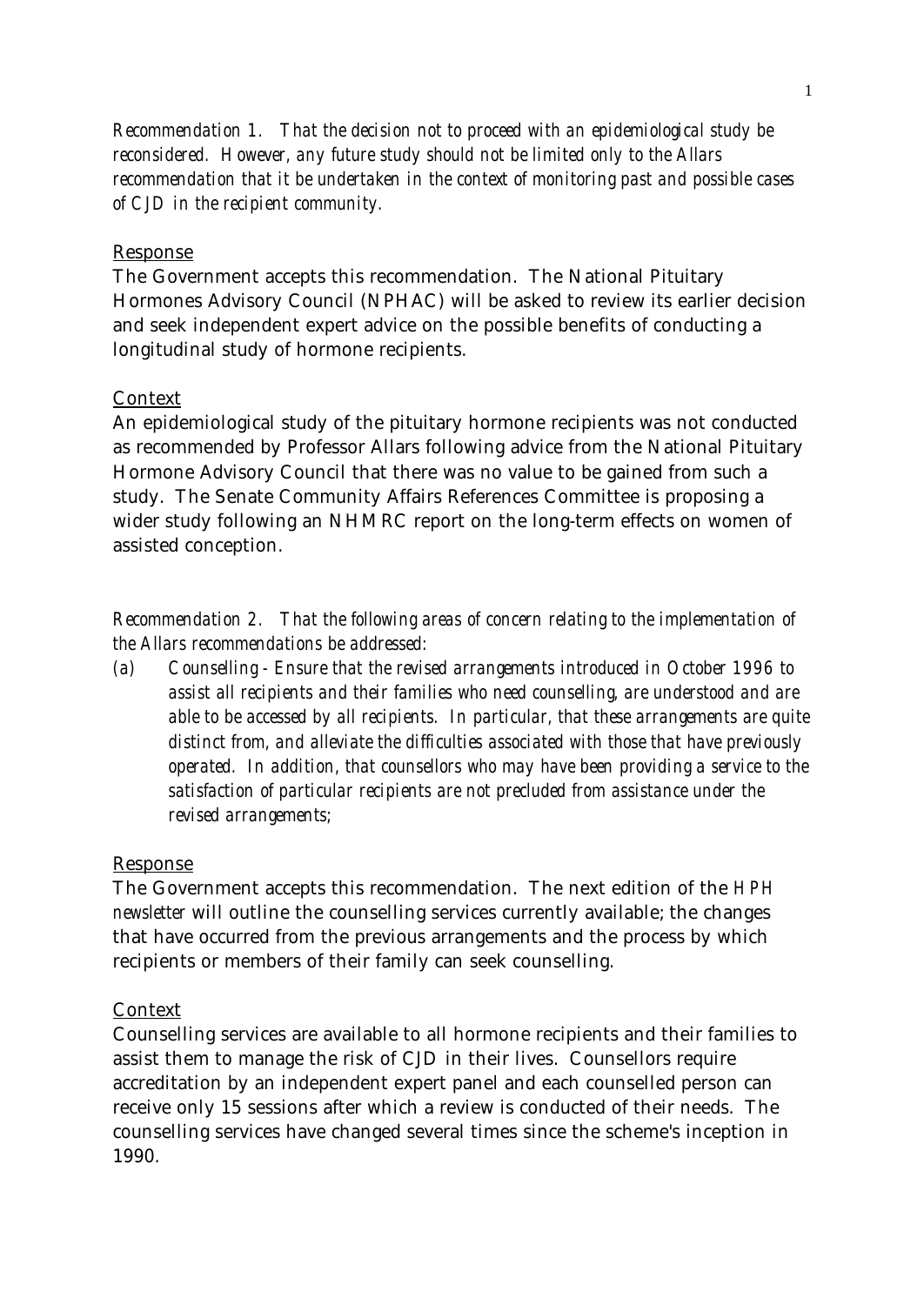*Recommendation 1. That the decision not to proceed with an epidemiological study be reconsidered. However, any future study should not be limited only to the Allars recommendation that it be undertaken in the context of monitoring past and possible cases of CJD in the recipient community.*

Response

The Government accepts this recommendation. The National Pituitary Hormones Advisory Council (NPHAC) will be asked to review its earlier decision and seek independent expert advice on the possible benefits of conducting a longitudinal study of hormone recipients.

Context

An epidemiological study of the pituitary hormone recipients was not conducted as recommended by Professor Allars following advice from the National Pituitary Hormone Advisory Council that there was no value to be gained from such a study. The Senate Community Affairs References Committee is proposing a wider study following an NHMRC report on the long-term effects on women of assisted conception.

*Recommendation 2. That the following areas of concern relating to the implementation of the Allars recommendations be addressed:*

*(a) Counselling - Ensure that the revised arrangements introduced in October 1996 to assist all recipients and their families who need counselling, are understood and are able to be accessed by all recipients. In particular, that these arrangements are quite distinct from, and alleviate the difficulties associated with those that have previously operated. In addition, that counsellors who may have been providing a service to the satisfaction of particular recipients are not precluded from assistance under the revised arrangements;*

Response

The Government accepts this recommendation. The next edition of the *HPH newsletter* will outline the counselling services currently available; the changes that have occurred from the previous arrangements and the process by which recipients or members of their family can seek counselling.

Context

Counselling services are available to all hormone recipients and their families to assist them to manage the risk of CJD in their lives. Counsellors require accreditation by an independent expert panel and each counselled person can receive only 15 sessions after which a review is conducted of their needs. The counselling services have changed several times since the scheme's inception in 1990.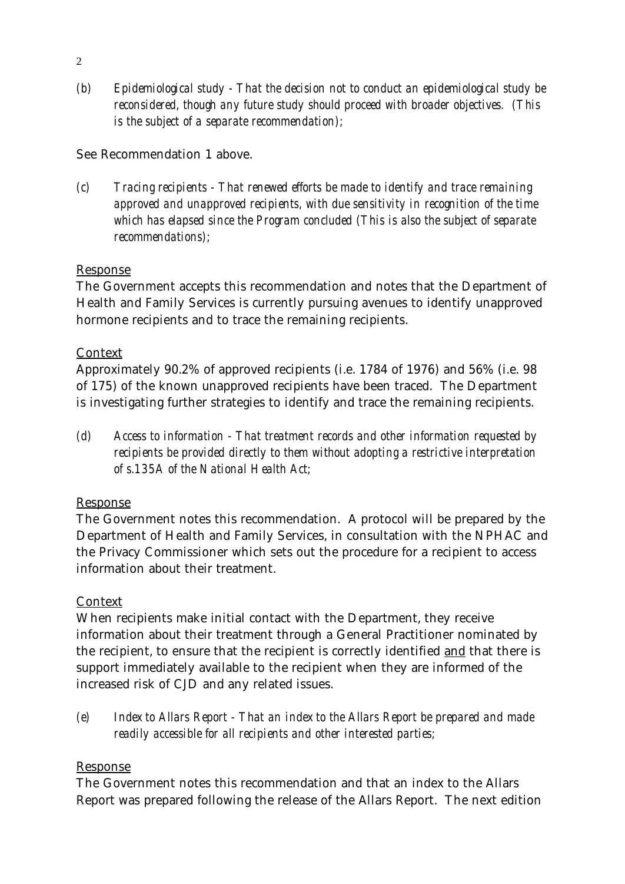*(b) Epidemiological study - That the decision not to conduct an epidemiological study be reconsidered, though any future study should proceed with broader objectives. (This is the subject of a separate recommendation);*

See Recommendation 1 above.

*(c) Tracing recipients - That renewed efforts be made to identify and trace remaining approved and unapproved recipients, with due sensitivity in recognition of the time which has elapsed since the Program concluded (This is also the subject of separate recommendations);*

Response

The Government accepts this recommendation and notes that the Department of Health and Family Services is currently pursuing avenues to identify unapproved hormone recipients and to trace the remaining recipients.

Context

Approximately 90.2% of approved recipients (i.e. 1784 of 1976) and 56% (i.e. 98 of 175) of the known unapproved recipients have been traced. The Department is investigating further strategies to identify and trace the remaining recipients.

*(d) Access to information - That treatment records and other information requested by recipients be provided directly to them without adopting a restrictive interpretation of s.135A of the National Health Act;*

Response

The Government notes this recommendation. A protocol will be prepared by the Department of Health and Family Services, in consultation with the NPHAC and the Privacy Commissioner which sets out the procedure for a recipient to access information about their treatment.

Context

When recipients make initial contact with the Department, they receive information about their treatment through a General Practitioner nominated by the recipient, to ensure that the recipient is correctly identified and that there is support immediately available to the recipient when they are informed of the increased risk of CJD and any related issues.

*(e) Index to Allars Report - That an index to the Allars Report be prepared and made readily accessible for all recipients and other interested parties;*

Response

The Government notes this recommendation and that an index to the Allars Report was prepared following the release of the Allars Report. The next edition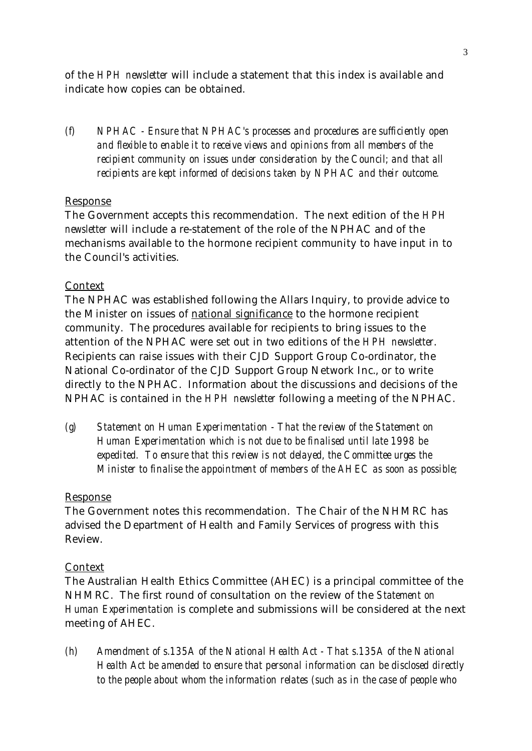of the *HPH newsletter* will include a statement that this index is available and indicate how copies can be obtained.

*(f) NPHAC - Ensure that NPHAC's processes and procedures are sufficiently open and flexible to enable it to receive views and opinions from all members of the recipient community on issues under consideration by the Council; and that all recipients are kept informed of decisions taken by NPHAC and their outcome.*

Response

The Government accepts this recommendation. The next edition of the *HPH newsletter* will include a re-statement of the role of the NPHAC and of the mechanisms available to the hormone recipient community to have input in to the Council's activities.

Context

The NPHAC was established following the Allars Inquiry, to provide advice to the Minister on issues of national significance to the hormone recipient community. The procedures available for recipients to bring issues to the attention of the NPHAC were set out in two editions of the *HPH newsletter*. Recipients can raise issues with their CJD Support Group Co-ordinator, the National Co-ordinator of the CJD Support Group Network Inc., or to write directly to the NPHAC. Information about the discussions and decisions of the NPHAC is contained in the *HPH newsletter* following a meeting of the NPHAC.

*(g) Statement on Human Experimentation - That the review of the Statement on Human Experimentation which is not due to be finalised until late 1998 be expedited. To ensure that this review is not delayed, the Committee urges the Minister to finalise the appointment of members of the AHEC as soon as possible;*

Response

The Government notes this recommendation. The Chair of the NHMRC has advised the Department of Health and Family Services of progress with this Review.

Context

The Australian Health Ethics Committee (AHEC) is a principal committee of the NHMRC. The first round of consultation on the review of the *Statement on Human Experimentation* is complete and submissions will be considered at the next meeting of AHEC.

*(h) Amendment of s.135A of the National Health Act - That s.135A of the National Health Act be amended to ensure that personal information can be disclosed directly to the people about whom the information relates (such as in the case of people who*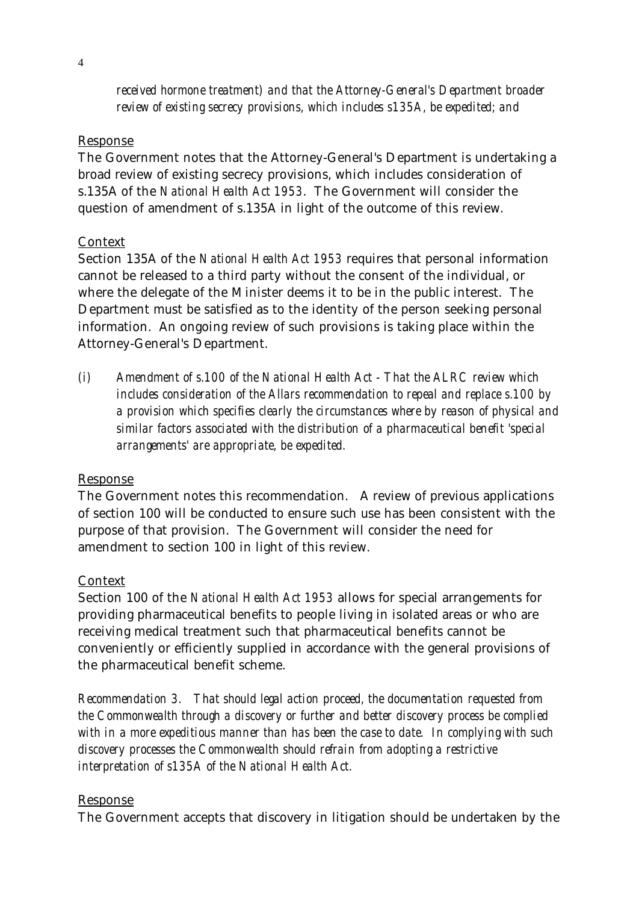*received hormone treatment) and that the Attorney-General's Department broader review of existing secrecy provisions, which includes s135A, be expedited; and*

Response

The Government notes that the Attorney-General's Department is undertaking a broad review of existing secrecy provisions, which includes consideration of s.135A of the *National Health Act 1953*. The Government will consider the question of amendment of s.135A in light of the outcome of this review.

Context

Section 135A of the *National Health Act 1953* requires that personal information cannot be released to a third party without the consent of the individual, or where the delegate of the Minister deems it to be in the public interest. The Department must be satisfied as to the identity of the person seeking personal information. An ongoing review of such provisions is taking place within the Attorney-General's Department.

*(i) Amendment of s.100 of the National Health Act - That the ALRC review which includes consideration of the Allars recommendation to repeal and replace s.100 by a provision which specifies clearly the circumstances where by reason of physical and similar factors associated with the distribution of a pharmaceutical benefit 'special arrangements' are appropriate, be expedited.*

Response

The Government notes this recommendation. A review of previous applications of section 100 will be conducted to ensure such use has been consistent with the purpose of that provision. The Government will consider the need for amendment to section 100 in light of this review.

Context

Section 100 of the *National Health Act 1953* allows for special arrangements for providing pharmaceutical benefits to people living in isolated areas or who are receiving medical treatment such that pharmaceutical benefits cannot be conveniently or efficiently supplied in accordance with the general provisions of the pharmaceutical benefit scheme.

*Recommendation 3. That should legal action proceed, the documentation requested from the Commonwealth through a discovery or further and better discovery process be complied with in a more expeditious manner than has been the case to date. In complying with such discovery processes the Commonwealth should refrain from adopting a restrictive interpretation of s135A of the National Health Act.*

Response

The Government accepts that discovery in litigation should be undertaken by the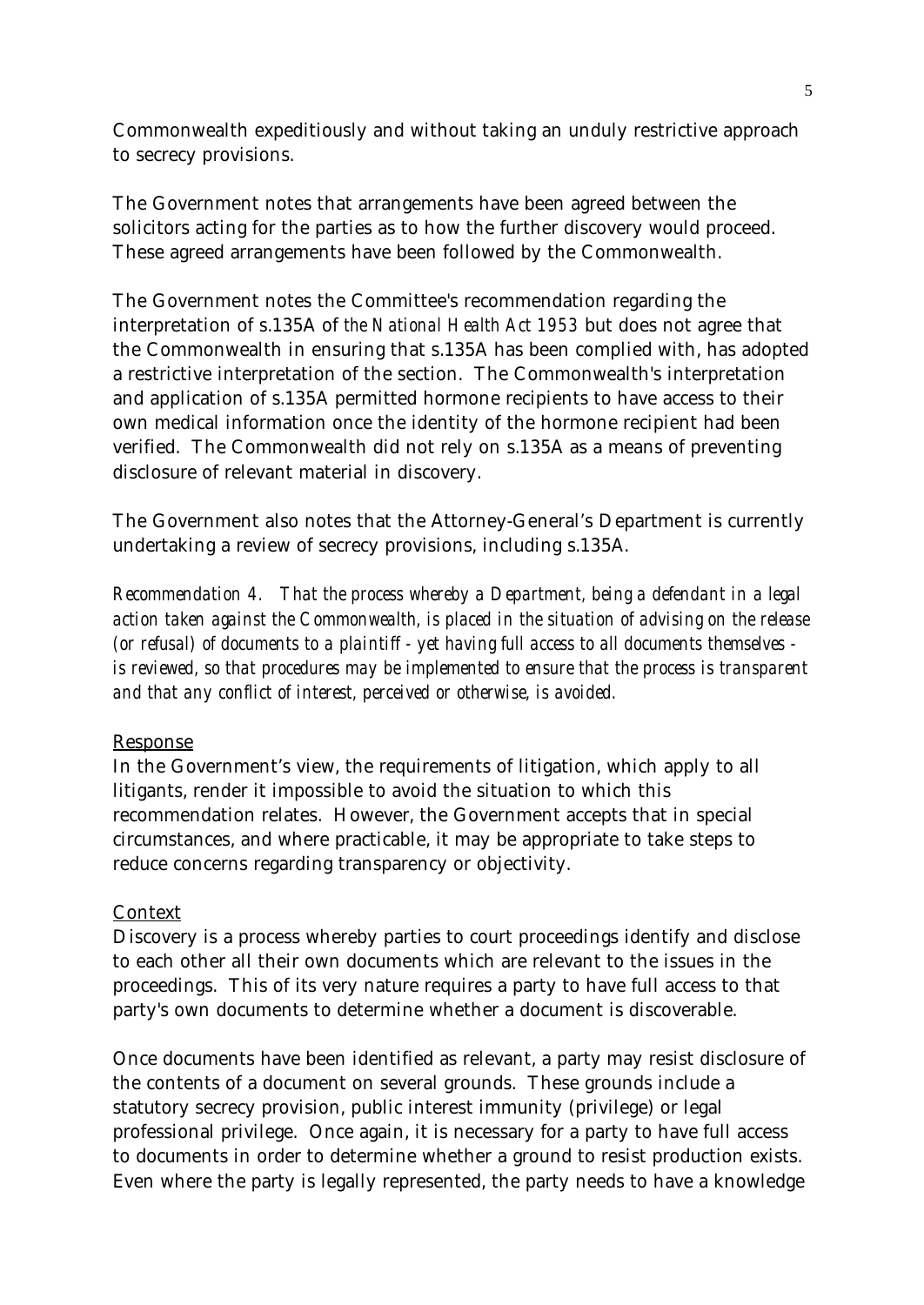Commonwealth expeditiously and without taking an unduly restrictive approach to secrecy provisions.

The Government notes that arrangements have been agreed between the solicitors acting for the parties as to how the further discovery would proceed. These agreed arrangements have been followed by the Commonwealth.

The Government notes the Committee's recommendation regarding the interpretation of s.135A of *the National Health Act 1953* but does not agree that the Commonwealth in ensuring that s.135A has been complied with, has adopted a restrictive interpretation of the section. The Commonwealth's interpretation and application of s.135A permitted hormone recipients to have access to their own medical information once the identity of the hormone recipient had been verified. The Commonwealth did not rely on s.135A as a means of preventing disclosure of relevant material in discovery.

The Government also notes that the Attorney-General's Department is currently undertaking a review of secrecy provisions, including s.135A.

*Recommendation 4. That the process whereby a Department, being a defendant in a legal action taken against the Commonwealth, is placed in the situation of advising on the release (or refusal) of documents to a plaintiff - yet having full access to all documents themselves - is reviewed, so that procedures may be implemented to ensure that the process is transparent and that any conflict of interest, perceived or otherwise, is avoided.*

Response

In the Government's view, the requirements of litigation, which apply to all litigants, render it impossible to avoid the situation to which this recommendation relates. However, the Government accepts that in special circumstances, and where practicable, it may be appropriate to take steps to reduce concerns regarding transparency or objectivity.

Context

Discovery is a process whereby parties to court proceedings identify and disclose to each other all their own documents which are relevant to the issues in the proceedings. This of its very nature requires a party to have full access to that party's own documents to determine whether a document is discoverable.

Once documents have been identified as relevant, a party may resist disclosure of the contents of a document on several grounds. These grounds include a statutory secrecy provision, public interest immunity (privilege) or legal professional privilege. Once again, it is necessary for a party to have full access to documents in order to determine whether a ground to resist production exists. Even where the party is legally represented, the party needs to have a knowledge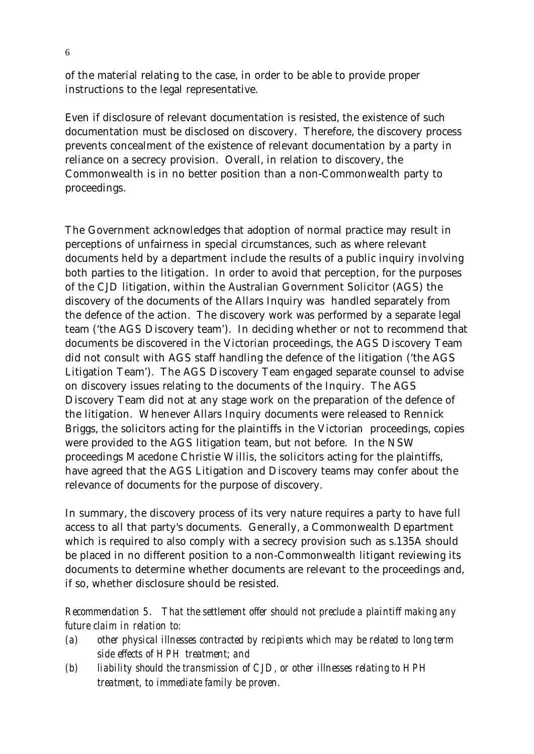of the material relating to the case, in order to be able to provide proper instructions to the legal representative.

Even if disclosure of relevant documentation is resisted, the existence of such documentation must be disclosed on discovery. Therefore, the discovery process prevents concealment of the existence of relevant documentation by a party in reliance on a secrecy provision. Overall, in relation to discovery, the Commonwealth is in no better position than a non-Commonwealth party to proceedings.

The Government acknowledges that adoption of normal practice may result in perceptions of unfairness in special circumstances, such as where relevant documents held by a department include the results of a public inquiry involving both parties to the litigation. In order to avoid that perception, for the purposes of the CJD litigation, within the Australian Government Solicitor (AGS) the discovery of the documents of the Allars Inquiry was handled separately from the defence of the action. The discovery work was performed by a separate legal team ('the AGS Discovery team'). In deciding whether or not to recommend that documents be discovered in the Victorian proceedings, the AGS Discovery Team did not consult with AGS staff handling the defence of the litigation ('the AGS Litigation Team'). The AGS Discovery Team engaged separate counsel to advise on discovery issues relating to the documents of the Inquiry. The AGS Discovery Team did not at any stage work on the preparation of the defence of the litigation. Whenever Allars Inquiry documents were released to Rennick Briggs, the solicitors acting for the plaintiffs in the Victorian proceedings, copies were provided to the AGS litigation team, but not before. In the NSW proceedings Macedone Christie Willis, the solicitors acting for the plaintiffs, have agreed that the AGS Litigation and Discovery teams may confer about the relevance of documents for the purpose of discovery.

In summary, the discovery process of its very nature requires a party to have full access to all that party's documents. Generally, a Commonwealth Department which is required to also comply with a secrecy provision such as s.135A should be placed in no different position to a non-Commonwealth litigant reviewing its documents to determine whether documents are relevant to the proceedings and, if so, whether disclosure should be resisted.

*Recommendation 5. That the settlement offer should not preclude a plaintiff making any future claim in relation to:*

*(a) other physical illnesses contracted by recipients which may be related to long term side effects of HPH treatment; and*

*(b) liability should the transmission of CJD, or other illnesses relating to HPH treatment, to immediate family be proven.*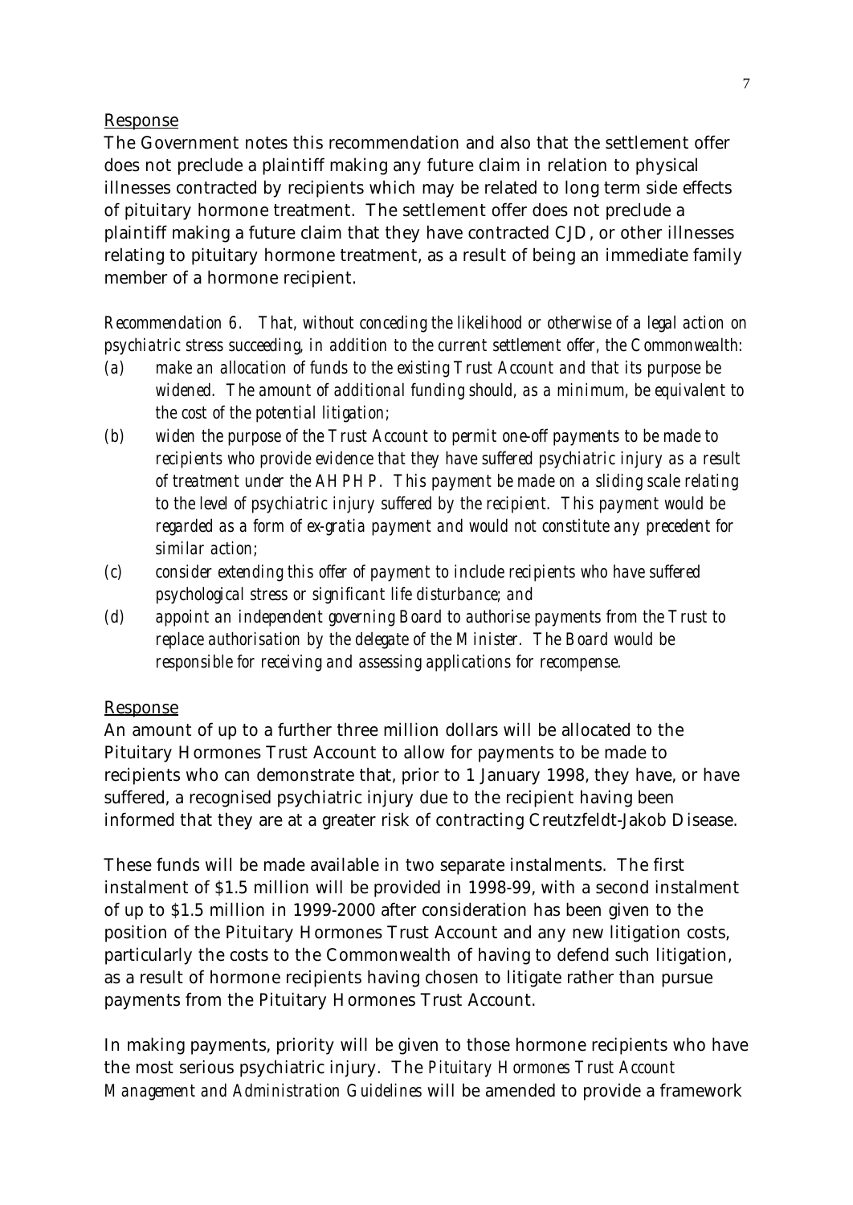Response

The Government notes this recommendation and also that the settlement offer does not preclude a plaintiff making any future claim in relation to physical illnesses contracted by recipients which may be related to long term side effects of pituitary hormone treatment. The settlement offer does not preclude a plaintiff making a future claim that they have contracted CJD, or other illnesses relating to pituitary hormone treatment, as a result of being an immediate family member of a hormone recipient.

*Recommendation 6. That, without conceding the likelihood or otherwise of a legal action on psychiatric stress succeeding, in addition to the current settlement offer, the Commonwealth:*

*(a) make an allocation of funds to the existing Trust Account and that its purpose be widened. The amount of additional funding should, as a minimum, be equivalent to the cost of the potential litigation;*

*(b) widen the purpose of the Trust Account to permit one-off payments to be made to recipients who provide evidence that they have suffered psychiatric injury as a result of treatment under the AHPHP. This payment be made on a sliding scale relating to the level of psychiatric injury suffered by the recipient. This payment would be regarded as a form of ex-gratia payment and would not constitute any precedent for similar action;*

*(c) consider extending this offer of payment to include recipients who have suffered psychological stress or significant life disturbance; and*

*(d) appoint an independent governing Board to authorise payments from the Trust to replace authorisation by the delegate of the Minister. The Board would be responsible for receiving and assessing applications for recompense.*

Response

An amount of up to a further three million dollars will be allocated to the Pituitary Hormones Trust Account to allow for payments to be made to recipients who can demonstrate that, prior to 1 January 1998, they have, or have suffered, a recognised psychiatric injury due to the recipient having been informed that they are at a greater risk of contracting Creutzfeldt-Jakob Disease.

These funds will be made available in two separate instalments. The first instalment of $1.5 million will be provided in 1998-99, with a second instalment of up to $1.5 million in 1999-2000 after consideration has been given to the position of the Pituitary Hormones Trust Account and any new litigation costs, particularly the costs to the Commonwealth of having to defend such litigation, as a result of hormone recipients having chosen to litigate rather than pursue payments from the Pituitary Hormones Trust Account.

In making payments, priority will be given to those hormone recipients who have the most serious psychiatric injury. The *Pituitary Hormones Trust Account Management and Administration Guidelines* will be amended to provide a framework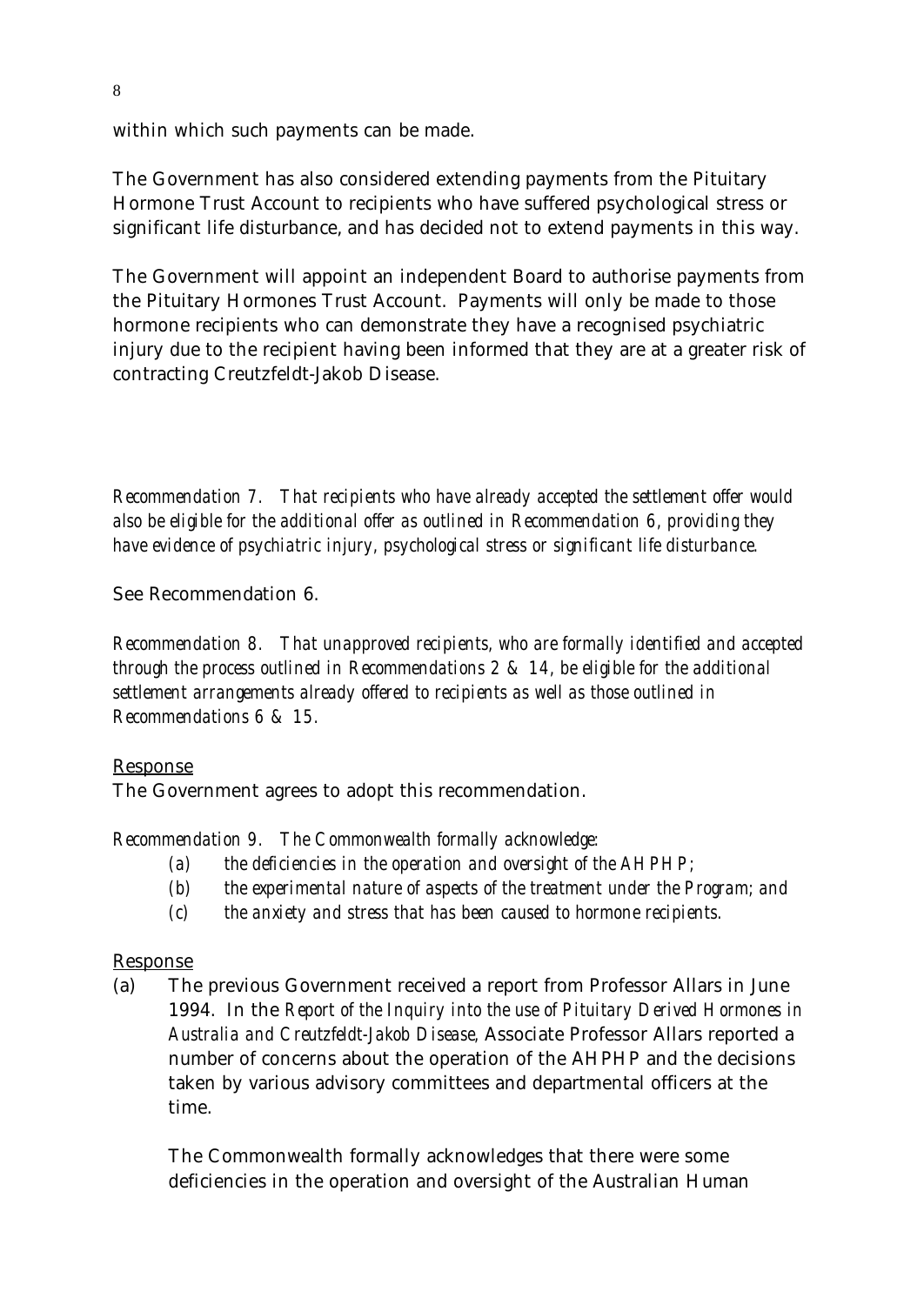within which such payments can be made.

The Government has also considered extending payments from the Pituitary Hormone Trust Account to recipients who have suffered psychological stress or significant life disturbance, and has decided not to extend payments in this way.

The Government will appoint an independent Board to authorise payments from the Pituitary Hormones Trust Account. Payments will only be made to those hormone recipients who can demonstrate they have a recognised psychiatric injury due to the recipient having been informed that they are at a greater risk of contracting Creutzfeldt-Jakob Disease.

*Recommendation 7. That recipients who have already accepted the settlement offer would also be eligible for the additional offer as outlined in Recommendation 6, providing they have evidence of psychiatric injury, psychological stress or significant life disturbance.*

See Recommendation 6.

*Recommendation 8. That unapproved recipients, who are formally identified and accepted through the process outlined in Recommendations 2 & 14, be eligible for the additional settlement arrangements already offered to recipients as well as those outlined in Recommendations 6 & 15.*

Response

The Government agrees to adopt this recommendation.

*Recommendation 9. The Commonwealth formally acknowledge:*

- *(a) the deficiencies in the operation and oversight of the AHPHP;*
- *(b) the experimental nature of aspects of the treatment under the Program; and*
- *(c) the anxiety and stress that has been caused to hormone recipients.*

Response

(a) The previous Government received a report from Professor Allars in June 1994. In the *Report of the Inquiry into the use of Pituitary Derived Hormones in Australia and Creutzfeldt-Jakob Disease*, Associate Professor Allars reported a number of concerns about the operation of the AHPHP and the decisions taken by various advisory committees and departmental officers at the time.

The Commonwealth formally acknowledges that there were some deficiencies in the operation and oversight of the Australian Human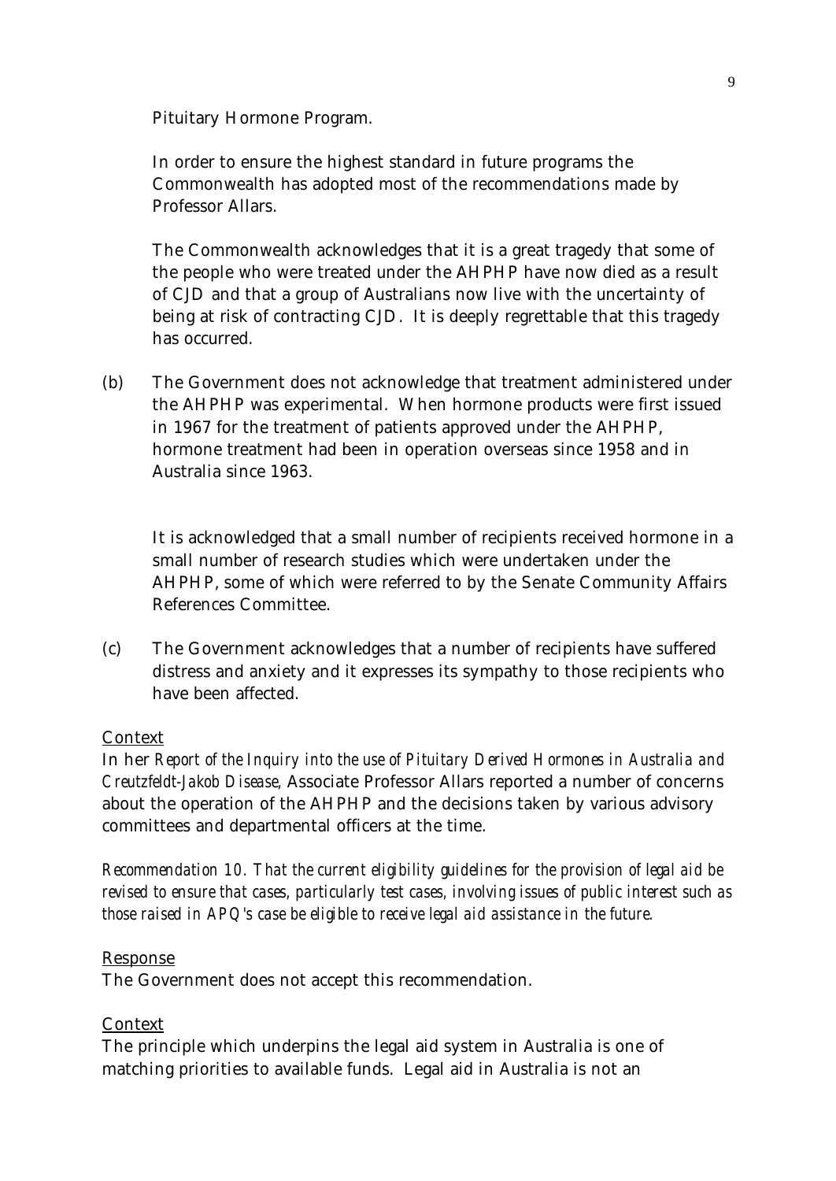Pituitary Hormone Program.

In order to ensure the highest standard in future programs the Commonwealth has adopted most of the recommendations made by Professor Allars.

The Commonwealth acknowledges that it is a great tragedy that some of the people who were treated under the AHPHP have now died as a result of CJD and that a group of Australians now live with the uncertainty of being at risk of contracting CJD. It is deeply regrettable that this tragedy has occurred.

(b) The Government does not acknowledge that treatment administered under the AHPHP was experimental. When hormone products were first issued in 1967 for the treatment of patients approved under the AHPHP, hormone treatment had been in operation overseas since 1958 and in Australia since 1963.

It is acknowledged that a small number of recipients received hormone in a small number of research studies which were undertaken under the AHPHP, some of which were referred to by the Senate Community Affairs References Committee.

(c) The Government acknowledges that a number of recipients have suffered distress and anxiety and it expresses its sympathy to those recipients who have been affected.

Context

In her *Report of the Inquiry into the use of Pituitary Derived Hormones in Australia and Creutzfeldt-Jakob Disease,* Associate Professor Allars reported a number of concerns about the operation of the AHPHP and the decisions taken by various advisory committees and departmental officers at the time.

*Recommendation 10. That the current eligibility guidelines for the provision of legal aid be revised to ensure that cases, particularly test cases, involving issues of public interest such as those raised in APQ's case be eligible to receive legal aid assistance in the future.*

Response

The Government does not accept this recommendation.

Context

The principle which underpins the legal aid system in Australia is one of matching priorities to available funds. Legal aid in Australia is not an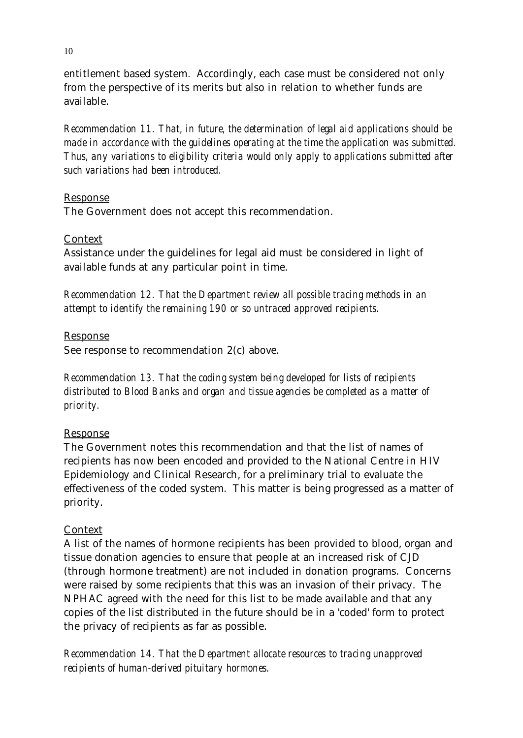entitlement based system. Accordingly, each case must be considered not only from the perspective of its merits but also in relation to whether funds are available.

*Recommendation 11. That, in future, the determination of legal aid applications should be made in accordance with the guidelines operating at the time the application was submitted. Thus, any variations to eligibility criteria would only apply to applications submitted after such variations had been introduced.*

<u>Response</u>
The Government does not accept this recommendation.

<u>Context</u>
Assistance under the guidelines for legal aid must be considered in light of available funds at any particular point in time.

*Recommendation 12. That the Department review all possible tracing methods in an attempt to identify the remaining 190 or so untraced approved recipients.*

<u>Response</u>
See response to recommendation 2(c) above.

*Recommendation 13. That the coding system being developed for lists of recipients distributed to Blood Banks and organ and tissue agencies be completed as a matter of priority.*

<u>Response</u>
The Government notes this recommendation and that the list of names of recipients has now been encoded and provided to the National Centre in HIV Epidemiology and Clinical Research, for a preliminary trial to evaluate the effectiveness of the coded system. This matter is being progressed as a matter of priority.

<u>Context</u>
A list of the names of hormone recipients has been provided to blood, organ and tissue donation agencies to ensure that people at an increased risk of CJD (through hormone treatment) are not included in donation programs. Concerns were raised by some recipients that this was an invasion of their privacy. The NPHAC agreed with the need for this list to be made available and that any copies of the list distributed in the future should be in a 'coded' form to protect the privacy of recipients as far as possible.

*Recommendation 14. That the Department allocate resources to tracing unapproved recipients of human-derived pituitary hormones.*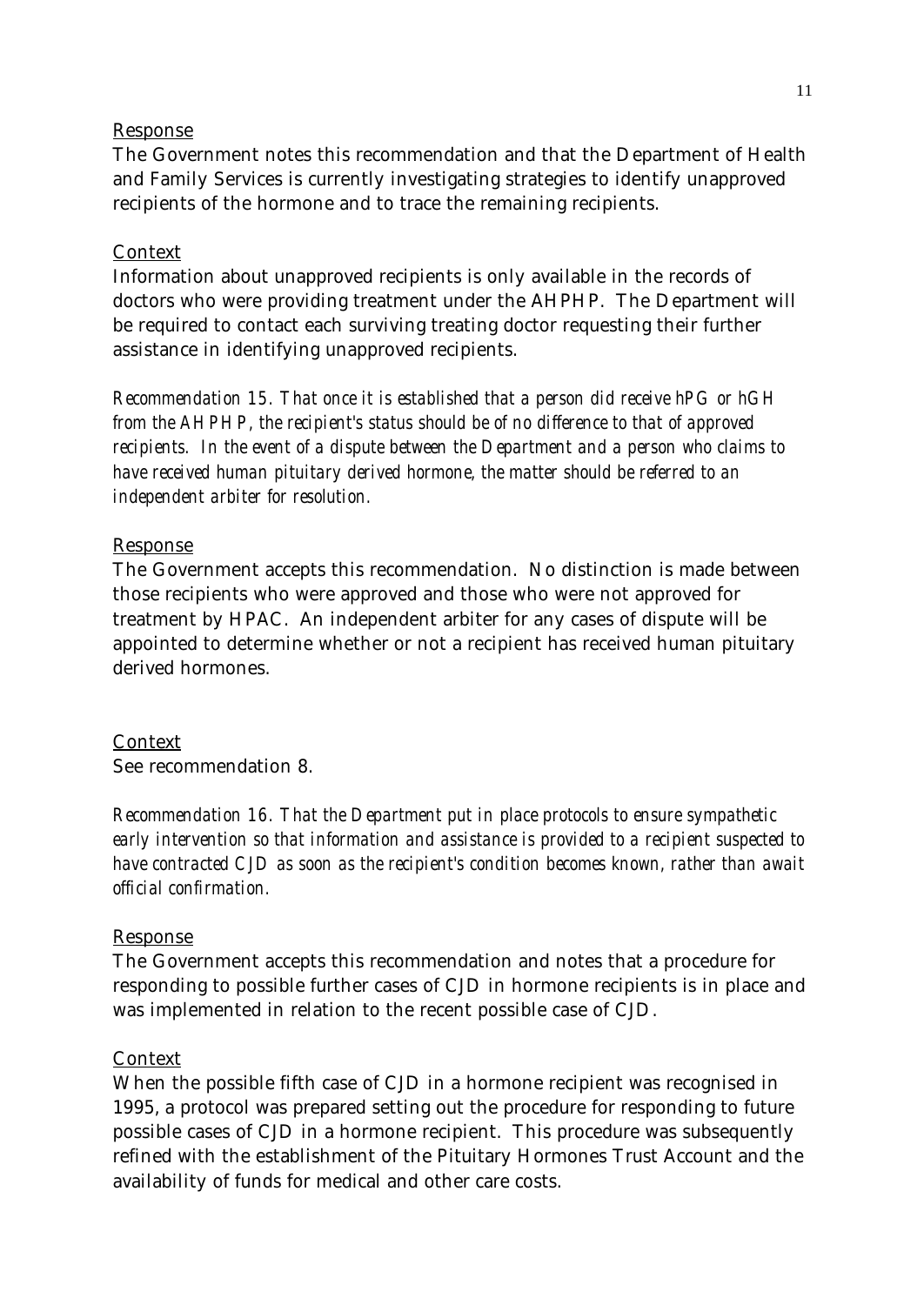<u>Response</u>

The Government notes this recommendation and that the Department of Health and Family Services is currently investigating strategies to identify unapproved recipients of the hormone and to trace the remaining recipients.

<u>Context</u>

Information about unapproved recipients is only available in the records of doctors who were providing treatment under the AHPHP. The Department will be required to contact each surviving treating doctor requesting their further assistance in identifying unapproved recipients.

*Recommendation 15. That once it is established that a person did receive hPG or hGH from the AHPHP, the recipient's status should be of no difference to that of approved recipients. In the event of a dispute between the Department and a person who claims to have received human pituitary derived hormone, the matter should be referred to an independent arbiter for resolution.*

<u>Response</u>

The Government accepts this recommendation. No distinction is made between those recipients who were approved and those who were not approved for treatment by HPAC. An independent arbiter for any cases of dispute will be appointed to determine whether or not a recipient has received human pituitary derived hormones.

<u>Context</u>

See recommendation 8.

*Recommendation 16. That the Department put in place protocols to ensure sympathetic early intervention so that information and assistance is provided to a recipient suspected to have contracted CJD as soon as the recipient's condition becomes known, rather than await official confirmation.*

<u>Response</u>

The Government accepts this recommendation and notes that a procedure for responding to possible further cases of CJD in hormone recipients is in place and was implemented in relation to the recent possible case of CJD.

<u>Context</u>

When the possible fifth case of CJD in a hormone recipient was recognised in 1995, a protocol was prepared setting out the procedure for responding to future possible cases of CJD in a hormone recipient. This procedure was subsequently refined with the establishment of the Pituitary Hormones Trust Account and the availability of funds for medical and other care costs.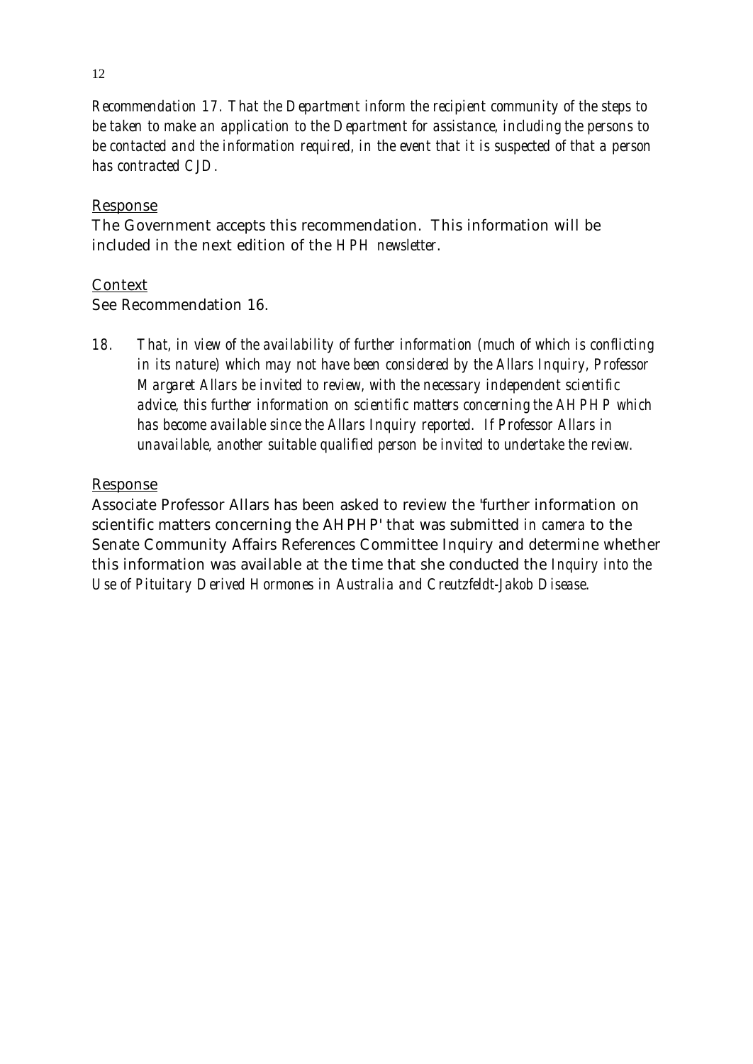*Recommendation 17. That the Department inform the recipient community of the steps to be taken to make an application to the Department for assistance, including the persons to be contacted and the information required, in the event that it is suspected of that a person has contracted CJD.*

Response

The Government accepts this recommendation. This information will be included in the next edition of the *HPH newsletter*.

Context

See Recommendation 16.

18. *That, in view of the availability of further information (much of which is conflicting in its nature) which may not have been considered by the Allars Inquiry, Professor Margaret Allars be invited to review, with the necessary independent scientific advice, this further information on scientific matters concerning the AHPHP which has become available since the Allars Inquiry reported. If Professor Allars in unavailable, another suitable qualified person be invited to undertake the review.*

Response

Associate Professor Allars has been asked to review the 'further information on scientific matters concerning the AHPHP' that was submitted *in camera* to the Senate Community Affairs References Committee Inquiry and determine whether this information was available at the time that she conducted the *Inquiry into the Use of Pituitary Derived Hormones in Australia and Creutzfeldt-Jakob Disease*.